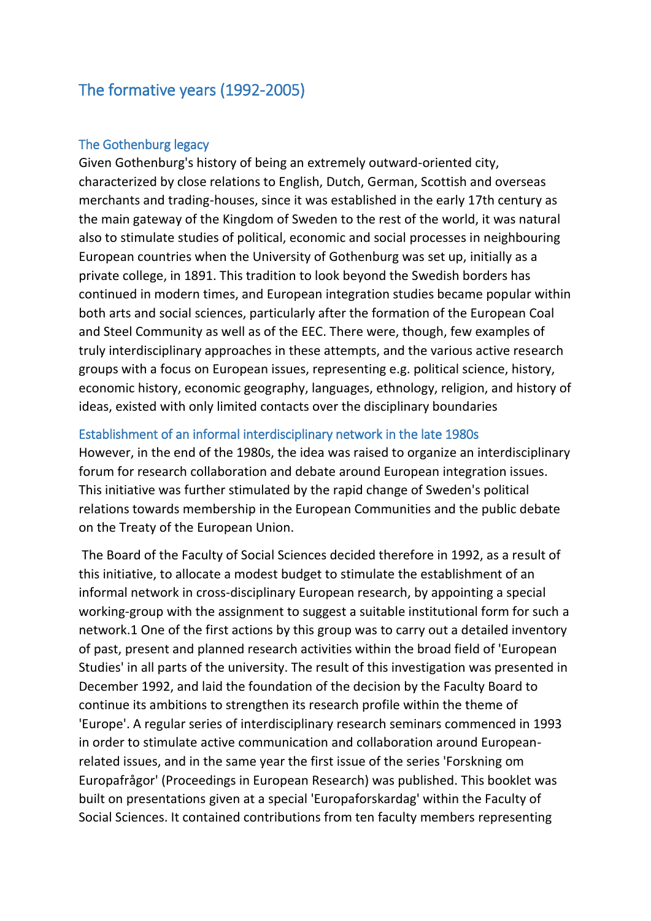# The formative years (1992-2005)

## The Gothenburg legacy

Given Gothenburg's history of being an extremely outward-oriented city, characterized by close relations to English, Dutch, German, Scottish and overseas merchants and trading-houses, since it was established in the early 17th century as the main gateway of the Kingdom of Sweden to the rest of the world, it was natural also to stimulate studies of political, economic and social processes in neighbouring European countries when the University of Gothenburg was set up, initially as a private college, in 1891. This tradition to look beyond the Swedish borders has continued in modern times, and European integration studies became popular within both arts and social sciences, particularly after the formation of the European Coal and Steel Community as well as of the EEC. There were, though, few examples of truly interdisciplinary approaches in these attempts, and the various active research groups with a focus on European issues, representing e.g. political science, history, economic history, economic geography, languages, ethnology, religion, and history of ideas, existed with only limited contacts over the disciplinary boundaries

## Establishment of an informal interdisciplinary network in the late 1980s

However, in the end of the 1980s, the idea was raised to organize an interdisciplinary forum for research collaboration and debate around European integration issues. This initiative was further stimulated by the rapid change of Sweden's political relations towards membership in the European Communities and the public debate on the Treaty of the European Union.

The Board of the Faculty of Social Sciences decided therefore in 1992, as a result of this initiative, to allocate a modest budget to stimulate the establishment of an informal network in cross-disciplinary European research, by appointing a special working-group with the assignment to suggest a suitable institutional form for such a network.[1] One of the first actions by this group was to carry out a detailed inventory of past, present and planned research activities within the broad field of 'European Studies' in all parts of the university. The result of this investigation was presented in December 1992, and laid the foundation of the decision by the Faculty Board to continue its ambitions to strengthen its research profile within the theme of 'Europe'. A regular series of interdisciplinary research seminars commenced in 1993 in order to stimulate active communication and collaboration around European-related issues, and in the same year the first issue of the series 'Forskning om Europafrågor' (Proceedings in European Research) was published. This booklet was built on presentations given at a special 'Europaforskardag' within the Faculty of Social Sciences. It contained contributions from ten faculty members representing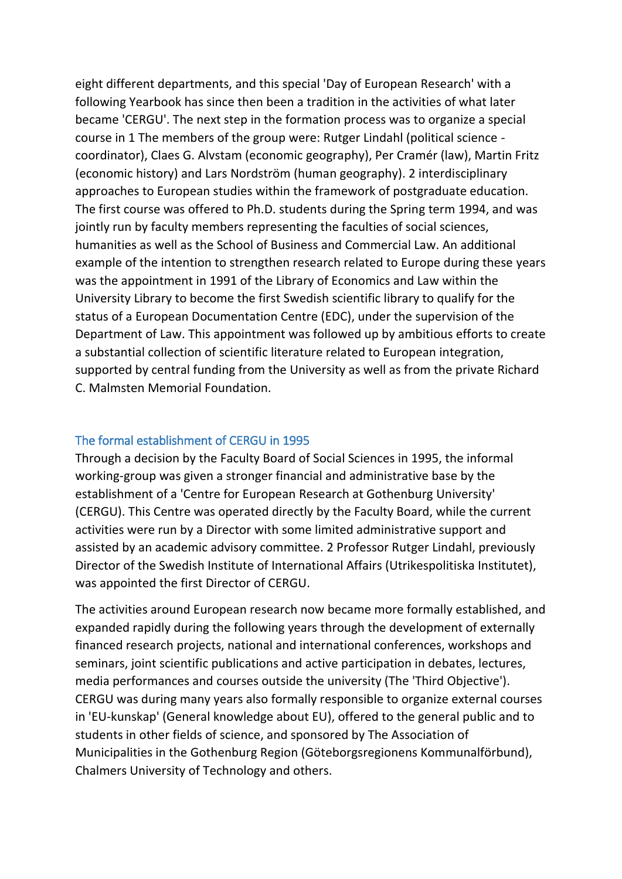eight different departments, and this special 'Day of European Research' with a following Yearbook has since then been a tradition in the activities of what later became 'CERGU'. The next step in the formation process was to organize a special course in 1 The members of the group were: Rutger Lindahl (political science - coordinator), Claes G. Alvstam (economic geography), Per Cramér (law), Martin Fritz (economic history) and Lars Nordström (human geography). 2 interdisciplinary approaches to European studies within the framework of postgraduate education. The first course was offered to Ph.D. students during the Spring term 1994, and was jointly run by faculty members representing the faculties of social sciences, humanities as well as the School of Business and Commercial Law. An additional example of the intention to strengthen research related to Europe during these years was the appointment in 1991 of the Library of Economics and Law within the University Library to become the first Swedish scientific library to qualify for the status of a European Documentation Centre (EDC), under the supervision of the Department of Law. This appointment was followed up by ambitious efforts to create a substantial collection of scientific literature related to European integration, supported by central funding from the University as well as from the private Richard C. Malmsten Memorial Foundation.

## The formal establishment of CERGU in 1995

Through a decision by the Faculty Board of Social Sciences in 1995, the informal working-group was given a stronger financial and administrative base by the establishment of a 'Centre for European Research at Gothenburg University' (CERGU). This Centre was operated directly by the Faculty Board, while the current activities were run by a Director with some limited administrative support and assisted by an academic advisory committee. 2 Professor Rutger Lindahl, previously Director of the Swedish Institute of International Affairs (Utrikespolitiska Institutet), was appointed the first Director of CERGU.

The activities around European research now became more formally established, and expanded rapidly during the following years through the development of externally financed research projects, national and international conferences, workshops and seminars, joint scientific publications and active participation in debates, lectures, media performances and courses outside the university (The 'Third Objective'). CERGU was during many years also formally responsible to organize external courses in 'EU-kunskap' (General knowledge about EU), offered to the general public and to students in other fields of science, and sponsored by The Association of Municipalities in the Gothenburg Region (Göteborgsregionens Kommunalförbund), Chalmers University of Technology and others.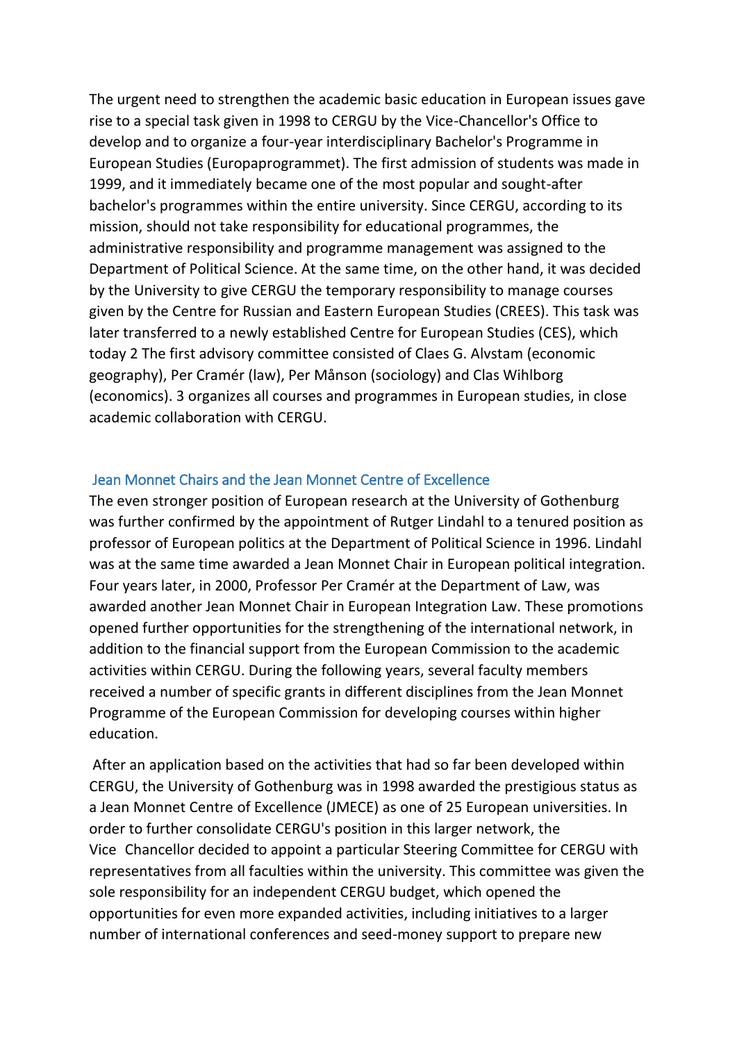The urgent need to strengthen the academic basic education in European issues gave rise to a special task given in 1998 to CERGU by the Vice-Chancellor's Office to develop and to organize a four-year interdisciplinary Bachelor's Programme in European Studies (Europaprogrammet). The first admission of students was made in 1999, and it immediately became one of the most popular and sought-after bachelor's programmes within the entire university. Since CERGU, according to its mission, should not take responsibility for educational programmes, the administrative responsibility and programme management was assigned to the Department of Political Science. At the same time, on the other hand, it was decided by the University to give CERGU the temporary responsibility to manage courses given by the Centre for Russian and Eastern European Studies (CREES). This task was later transferred to a newly established Centre for European Studies (CES), which today 2 The first advisory committee consisted of Claes G. Alvstam (economic geography), Per Cramér (law), Per Månson (sociology) and Clas Wihlborg (economics). 3 organizes all courses and programmes in European studies, in close academic collaboration with CERGU.

## Jean Monnet Chairs and the Jean Monnet Centre of Excellence

The even stronger position of European research at the University of Gothenburg was further confirmed by the appointment of Rutger Lindahl to a tenured position as professor of European politics at the Department of Political Science in 1996. Lindahl was at the same time awarded a Jean Monnet Chair in European political integration. Four years later, in 2000, Professor Per Cramér at the Department of Law, was awarded another Jean Monnet Chair in European Integration Law. These promotions opened further opportunities for the strengthening of the international network, in addition to the financial support from the European Commission to the academic activities within CERGU. During the following years, several faculty members received a number of specific grants in different disciplines from the Jean Monnet Programme of the European Commission for developing courses within higher education.

After an application based on the activities that had so far been developed within CERGU, the University of Gothenburg was in 1998 awarded the prestigious status as a Jean Monnet Centre of Excellence (JMECE) as one of 25 European universities. In order to further consolidate CERGU's position in this larger network, the Vice Chancellor decided to appoint a particular Steering Committee for CERGU with representatives from all faculties within the university. This committee was given the sole responsibility for an independent CERGU budget, which opened the opportunities for even more expanded activities, including initiatives to a larger number of international conferences and seed-money support to prepare new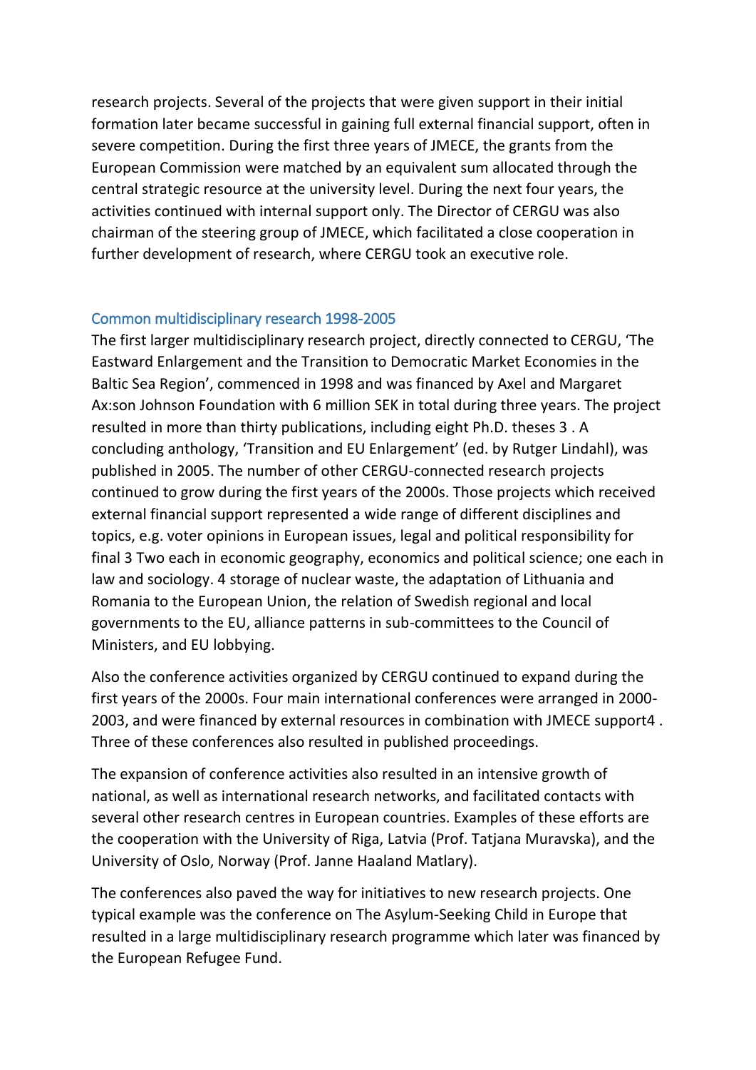research projects. Several of the projects that were given support in their initial formation later became successful in gaining full external financial support, often in severe competition. During the first three years of JMECE, the grants from the European Commission were matched by an equivalent sum allocated through the central strategic resource at the university level. During the next four years, the activities continued with internal support only. The Director of CERGU was also chairman of the steering group of JMECE, which facilitated a close cooperation in further development of research, where CERGU took an executive role.

## Common multidisciplinary research 1998-2005

The first larger multidisciplinary research project, directly connected to CERGU, 'The Eastward Enlargement and the Transition to Democratic Market Economies in the Baltic Sea Region', commenced in 1998 and was financed by Axel and Margaret Ax:son Johnson Foundation with 6 million SEK in total during three years. The project resulted in more than thirty publications, including eight Ph.D. theses [3]. A concluding anthology, 'Transition and EU Enlargement' (ed. by Rutger Lindahl), was published in 2005. The number of other CERGU-connected research projects continued to grow during the first years of the 2000s. Those projects which received external financial support represented a wide range of different disciplines and topics, e.g. voter opinions in European issues, legal and political responsibility for final storage of nuclear waste, the adaptation of Lithuania and Romania to the European Union, the relation of Swedish regional and local governments to the EU, alliance patterns in sub-committees to the Council of Ministers, and EU lobbying.

Also the conference activities organized by CERGU continued to expand during the first years of the 2000s. Four main international conferences were arranged in 2000-2003, and were financed by external resources in combination with JMECE support[4]. Three of these conferences also resulted in published proceedings.

The expansion of conference activities also resulted in an intensive growth of national, as well as international research networks, and facilitated contacts with several other research centres in European countries. Examples of these efforts are the cooperation with the University of Riga, Latvia (Prof. Tatjana Muravska), and the University of Oslo, Norway (Prof. Janne Haaland Matlary).

The conferences also paved the way for initiatives to new research projects. One typical example was the conference on The Asylum-Seeking Child in Europe that resulted in a large multidisciplinary research programme which later was financed by the European Refugee Fund.

[3] Two each in economic geography, economics and political science; one each in law and sociology.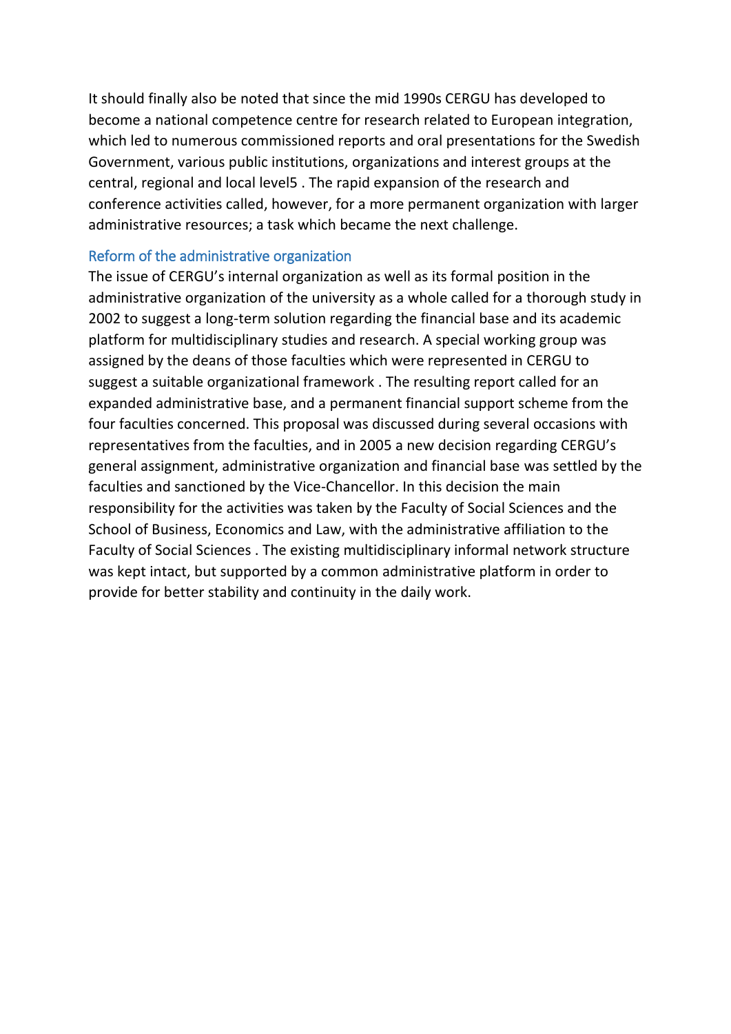It should finally also be noted that since the mid 1990s CERGU has developed to become a national competence centre for research related to European integration, which led to numerous commissioned reports and oral presentations for the Swedish Government, various public institutions, organizations and interest groups at the central, regional and local level[5] . The rapid expansion of the research and conference activities called, however, for a more permanent organization with larger administrative resources; a task which became the next challenge.

## Reform of the administrative organization

The issue of CERGU's internal organization as well as its formal position in the administrative organization of the university as a whole called for a thorough study in 2002 to suggest a long-term solution regarding the financial base and its academic platform for multidisciplinary studies and research. A special working group was assigned by the deans of those faculties which were represented in CERGU to suggest a suitable organizational framework . The resulting report called for an expanded administrative base, and a permanent financial support scheme from the four faculties concerned. This proposal was discussed during several occasions with representatives from the faculties, and in 2005 a new decision regarding CERGU's general assignment, administrative organization and financial base was settled by the faculties and sanctioned by the Vice-Chancellor. In this decision the main responsibility for the activities was taken by the Faculty of Social Sciences and the School of Business, Economics and Law, with the administrative affiliation to the Faculty of Social Sciences . The existing multidisciplinary informal network structure was kept intact, but supported by a common administrative platform in order to provide for better stability and continuity in the daily work.